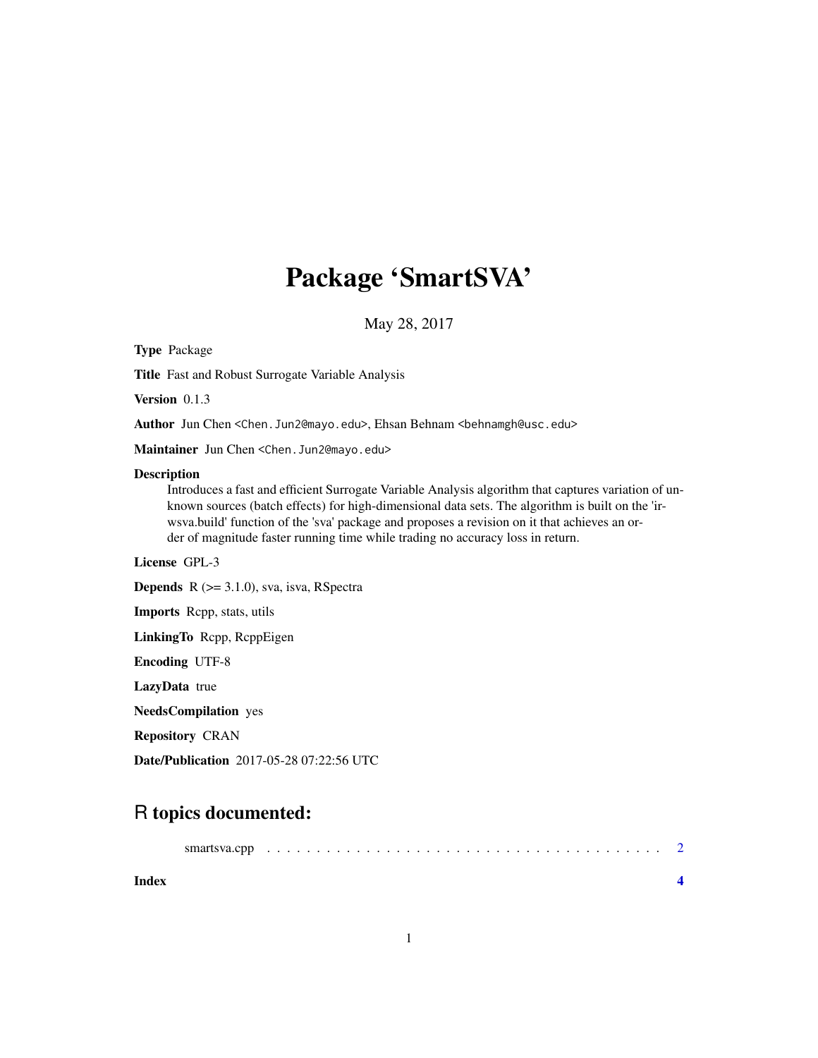# Package 'SmartSVA'

May 28, 2017

**Type** Package

**Title** Fast and Robust Surrogate Variable Analysis

**Version** 0.1.3

**Author** Jun Chen <Chen.Jun2@mayo.edu>, Ehsan Behnam <behnamgh@usc.edu>

**Maintainer** Jun Chen <Chen.Jun2@mayo.edu>

**Description** Introduces a fast and efficient Surrogate Variable Analysis algorithm that captures variation of unknown sources (batch effects) for high-dimensional data sets. The algorithm is built on the 'irwsva.build' function of the 'sva' package and proposes a revision on it that achieves an order of magnitude faster running time while trading no accuracy loss in return.

**License** GPL-3

**Depends** R (>= 3.1.0), sva, isva, RSpectra

**Imports** Rcpp, stats, utils

**LinkingTo** Rcpp, RcppEigen

**Encoding** UTF-8

**LazyData** true

**NeedsCompilation** yes

**Repository** CRAN

**Date/Publication** 2017-05-28 07:22:56 UTC

## R topics documented:

smartsva.cpp . . . . . . . . . . . . . . . . . . . . . . . . . . . . . . . . . . . . . . . . 2

**Index** **4**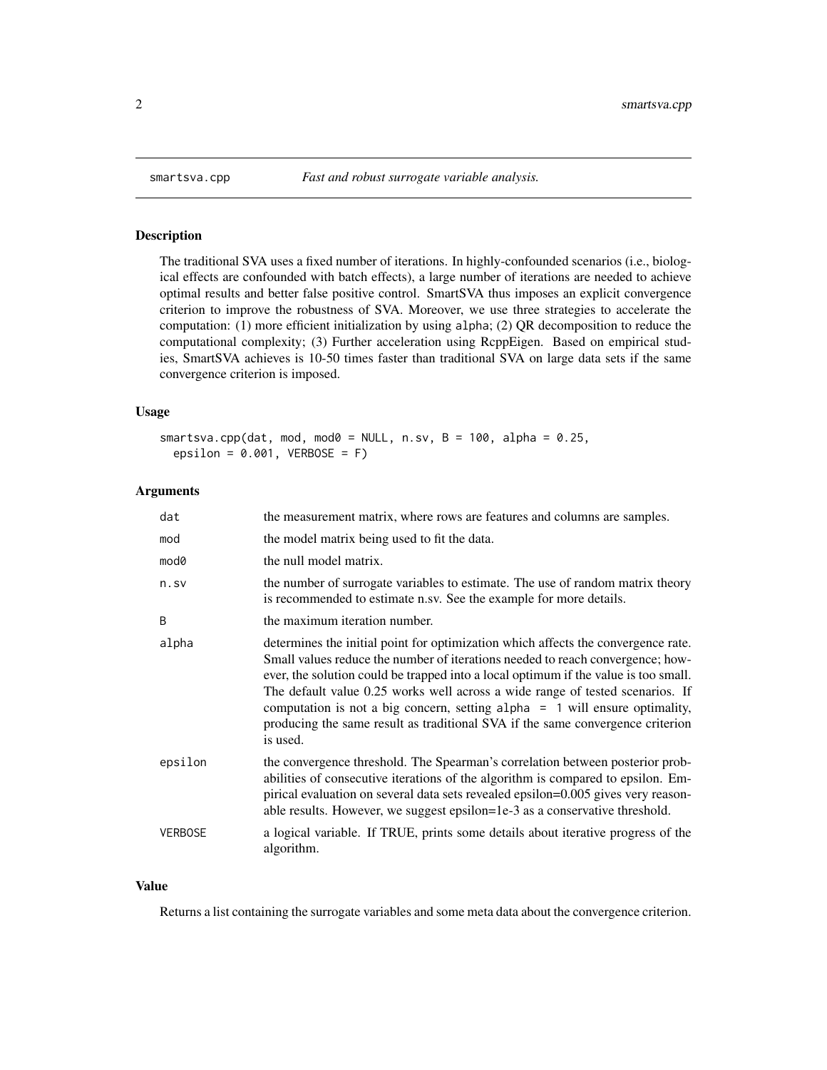smartsva.cpp *Fast and robust surrogate variable analysis.*

## Description

The traditional SVA uses a fixed number of iterations. In highly-confounded scenarios (i.e., biological effects are confounded with batch effects), a large number of iterations are needed to achieve optimal results and better false positive control. SmartSVA thus imposes an explicit convergence criterion to improve the robustness of SVA. Moreover, we use three strategies to accelerate the computation: (1) more efficient initialization by using `alpha`; (2) QR decomposition to reduce the computational complexity; (3) Further acceleration using RcppEigen. Based on empirical studies, SmartSVA achieves is 10-50 times faster than traditional SVA on large data sets if the same convergence criterion is imposed.

## Usage

```
smartsva.cpp(dat, mod, mod0 = NULL, n.sv, B = 100, alpha = 0.25,
  epsilon = 0.001, VERBOSE = F)
```

## Arguments

| | |
|---|---|
| `dat` | the measurement matrix, where rows are features and columns are samples. |
| `mod` | the model matrix being used to fit the data. |
| `mod0` | the null model matrix. |
| `n.sv` | the number of surrogate variables to estimate. The use of random matrix theory is recommended to estimate n.sv. See the example for more details. |
| `B` | the maximum iteration number. |
| `alpha` | determines the initial point for optimization which affects the convergence rate. Small values reduce the number of iterations needed to reach convergence; however, the solution could be trapped into a local optimum if the value is too small. The default value 0.25 works well across a wide range of tested scenarios. If computation is not a big concern, setting `alpha = 1` will ensure optimality, producing the same result as traditional SVA if the same convergence criterion is used. |
| `epsilon` | the convergence threshold. The Spearman's correlation between posterior probabilities of consecutive iterations of the algorithm is compared to epsilon. Empirical evaluation on several data sets revealed epsilon=0.005 gives very reasonable results. However, we suggest epsilon=1e-3 as a conservative threshold. |
| `VERBOSE` | a logical variable. If TRUE, prints some details about iterative progress of the algorithm. |

## Value

Returns a list containing the surrogate variables and some meta data about the convergence criterion.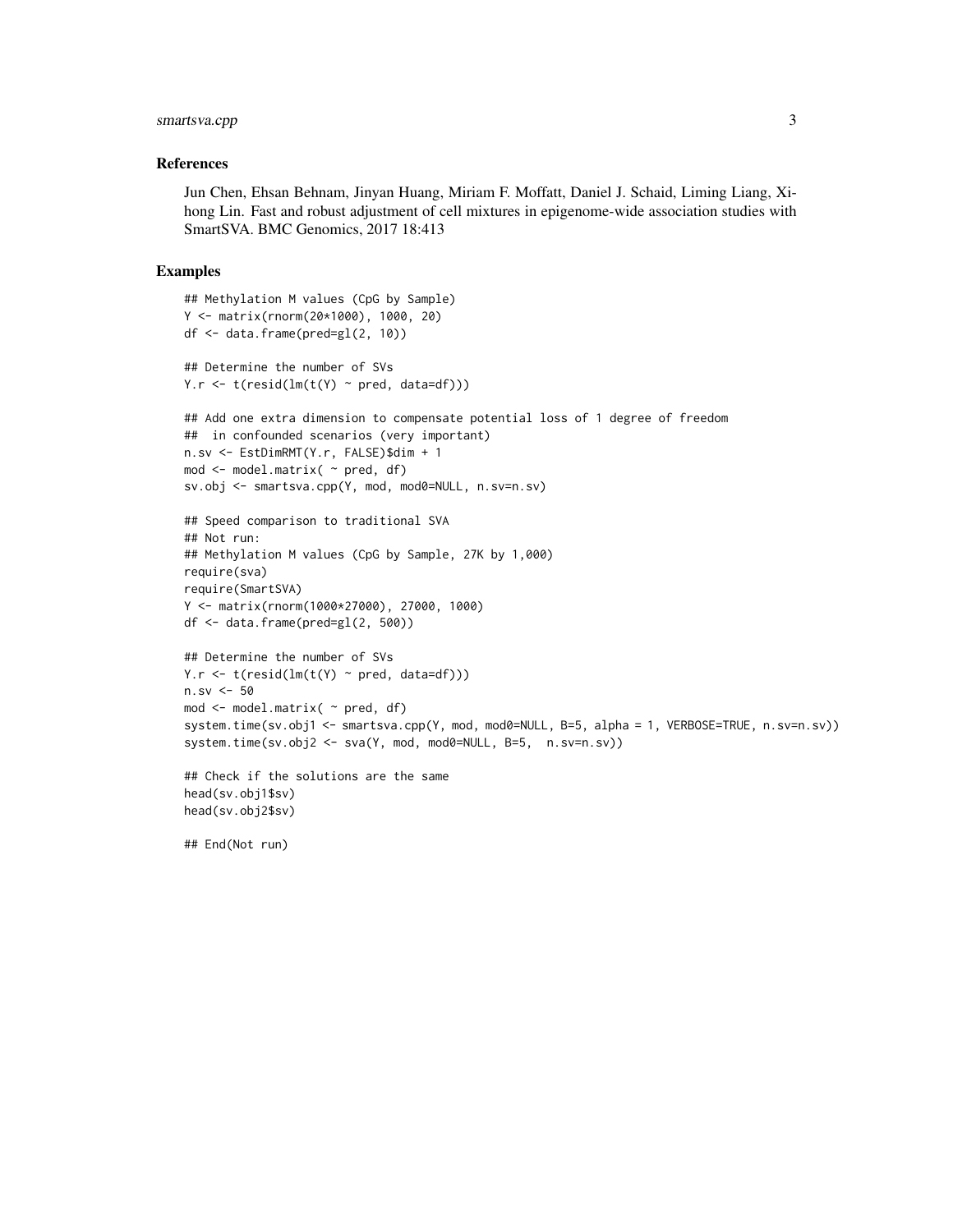## References

Jun Chen, Ehsan Behnam, Jinyan Huang, Miriam F. Moffatt, Daniel J. Schaid, Liming Liang, Xihong Lin. Fast and robust adjustment of cell mixtures in epigenome-wide association studies with SmartSVA. BMC Genomics, 2017 18:413

## Examples

```
## Methylation M values (CpG by Sample)
Y <- matrix(rnorm(20*1000), 1000, 20)
df <- data.frame(pred=gl(2, 10))

## Determine the number of SVs
Y.r <- t(resid(lm(t(Y) ~ pred, data=df)))

## Add one extra dimension to compensate potential loss of 1 degree of freedom
##  in confounded scenarios (very important)
n.sv <- EstDimRMT(Y.r, FALSE)$dim + 1
mod <- model.matrix( ~ pred, df)
sv.obj <- smartsva.cpp(Y, mod, mod0=NULL, n.sv=n.sv)

## Speed comparison to traditional SVA
## Not run:
## Methylation M values (CpG by Sample, 27K by 1,000)
require(sva)
require(SmartSVA)
Y <- matrix(rnorm(1000*27000), 27000, 1000)
df <- data.frame(pred=gl(2, 500))

## Determine the number of SVs
Y.r <- t(resid(lm(t(Y) ~ pred, data=df)))
n.sv <- 50
mod <- model.matrix( ~ pred, df)
system.time(sv.obj1 <- smartsva.cpp(Y, mod, mod0=NULL, B=5, alpha = 1, VERBOSE=TRUE, n.sv=n.sv))
system.time(sv.obj2 <- sva(Y, mod, mod0=NULL, B=5,  n.sv=n.sv))

## Check if the solutions are the same
head(sv.obj1$sv)
head(sv.obj2$sv)

## End(Not run)
```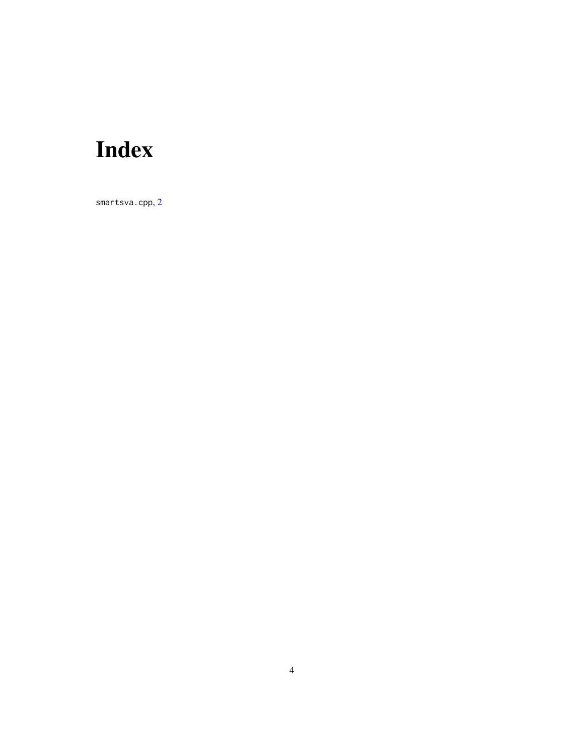# Index

smartsva.cpp, 2